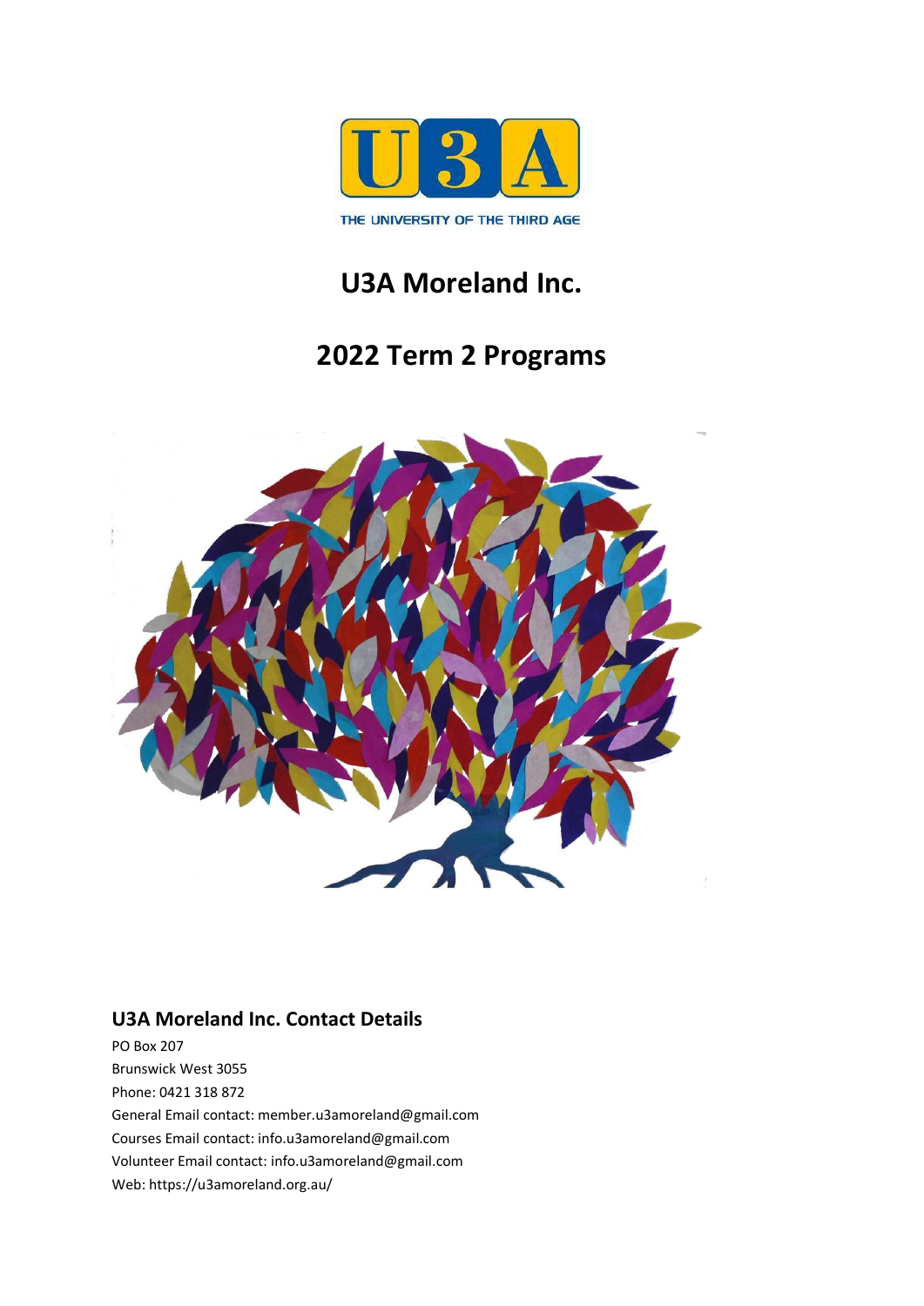U3A

THE UNIVERSITY OF THE THIRD AGE

# U3A Moreland Inc.

# 2022 Term 2 Programs

## U3A Moreland Inc. Contact Details

PO Box 207
Brunswick West 3055
Phone: 0421 318 872
General Email contact: member.u3amoreland@gmail.com
Courses Email contact: info.u3amoreland@gmail.com
Volunteer Email contact: info.u3amoreland@gmail.com
Web: https://u3amoreland.org.au/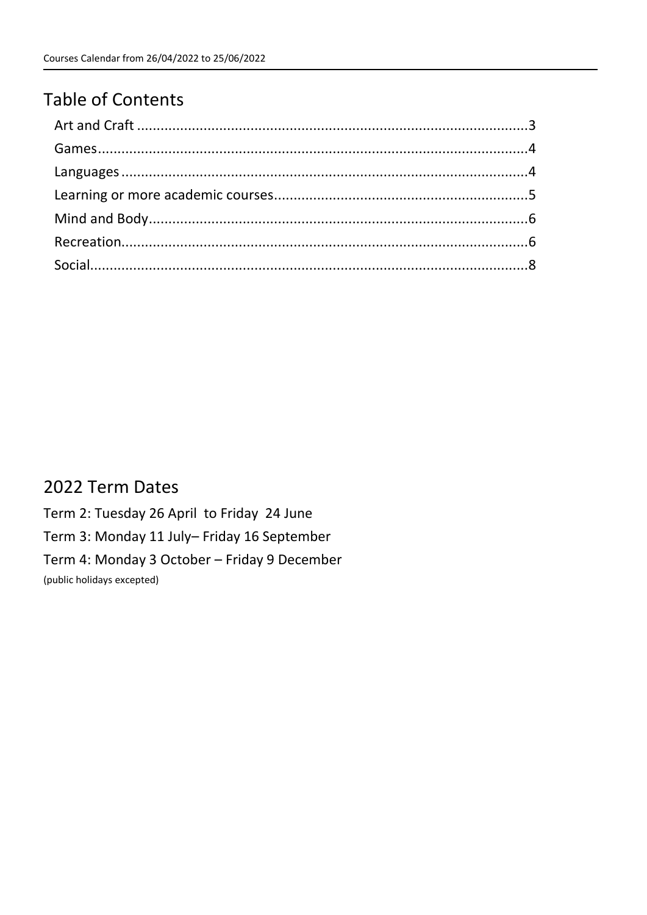# Table of Contents

- Art and Craft ....................................................................................................3
- Games..............................................................................................................4
- Languages .......................................................................................................4
- Learning or more academic courses................................................................5
- Mind and Body.................................................................................................6
- Recreation.......................................................................................................6
- Social...............................................................................................................8

# 2022 Term Dates

Term 2: Tuesday 26 April to Friday 24 June

Term 3: Monday 11 July– Friday 16 September

Term 4: Monday 3 October – Friday 9 December

(public holidays excepted)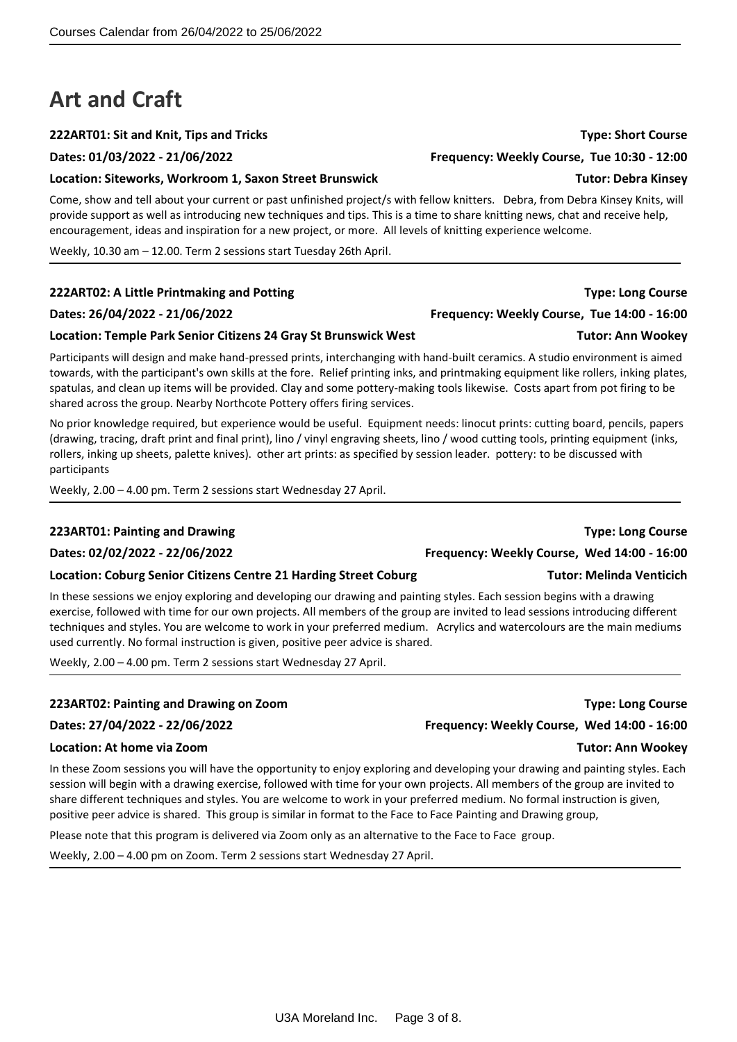# Art and Craft

**222ART01: Sit and Knit, Tips and Tricks** **Type: Short Course**

**Dates: 01/03/2022 - 21/06/2022** **Frequency: Weekly Course, Tue 10:30 - 12:00**

**Location: Siteworks, Workroom 1, Saxon Street Brunswick** **Tutor: Debra Kinsey**

Come, show and tell about your current or past unfinished project/s with fellow knitters. Debra, from Debra Kinsey Knits, will provide support as well as introducing new techniques and tips. This is a time to share knitting news, chat and receive help, encouragement, ideas and inspiration for a new project, or more. All levels of knitting experience welcome.

Weekly, 10.30 am – 12.00. Term 2 sessions start Tuesday 26th April.

---

**222ART02: A Little Printmaking and Potting** **Type: Long Course**

**Dates: 26/04/2022 - 21/06/2022** **Frequency: Weekly Course, Tue 14:00 - 16:00**

**Location: Temple Park Senior Citizens 24 Gray St Brunswick West** **Tutor: Ann Wookey**

Participants will design and make hand-pressed prints, interchanging with hand-built ceramics. A studio environment is aimed towards, with the participant's own skills at the fore. Relief printing inks, and printmaking equipment like rollers, inking plates, spatulas, and clean up items will be provided. Clay and some pottery-making tools likewise. Costs apart from pot firing to be shared across the group. Nearby Northcote Pottery offers firing services.

No prior knowledge required, but experience would be useful. Equipment needs: linocut prints: cutting board, pencils, papers (drawing, tracing, draft print and final print), lino / vinyl engraving sheets, lino / wood cutting tools, printing equipment (inks, rollers, inking up sheets, palette knives). other art prints: as specified by session leader. pottery: to be discussed with participants

Weekly, 2.00 – 4.00 pm. Term 2 sessions start Wednesday 27 April.

---

**223ART01: Painting and Drawing** **Type: Long Course**

**Dates: 02/02/2022 - 22/06/2022** **Frequency: Weekly Course, Wed 14:00 - 16:00**

**Location: Coburg Senior Citizens Centre 21 Harding Street Coburg** **Tutor: Melinda Venticich**

In these sessions we enjoy exploring and developing our drawing and painting styles. Each session begins with a drawing exercise, followed with time for our own projects. All members of the group are invited to lead sessions introducing different techniques and styles. You are welcome to work in your preferred medium. Acrylics and watercolours are the main mediums used currently. No formal instruction is given, positive peer advice is shared.

Weekly, 2.00 – 4.00 pm. Term 2 sessions start Wednesday 27 April.

---

**223ART02: Painting and Drawing on Zoom** **Type: Long Course**

**Dates: 27/04/2022 - 22/06/2022** **Frequency: Weekly Course, Wed 14:00 - 16:00**

**Location: At home via Zoom** **Tutor: Ann Wookey**

In these Zoom sessions you will have the opportunity to enjoy exploring and developing your drawing and painting styles. Each session will begin with a drawing exercise, followed with time for your own projects. All members of the group are invited to share different techniques and styles. You are welcome to work in your preferred medium. No formal instruction is given, positive peer advice is shared. This group is similar in format to the Face to Face Painting and Drawing group,

Please note that this program is delivered via Zoom only as an alternative to the Face to Face group.

Weekly, 2.00 – 4.00 pm on Zoom. Term 2 sessions start Wednesday 27 April.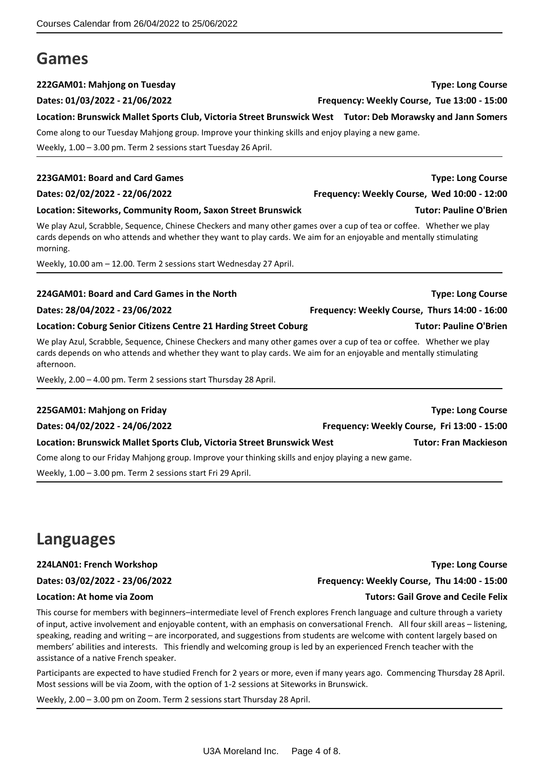# Games

**222GAM01: Mahjong on Tuesday** **Type: Long Course**

**Dates: 01/03/2022 - 21/06/2022** **Frequency: Weekly Course, Tue 13:00 - 15:00**

**Location: Brunswick Mallet Sports Club, Victoria Street Brunswick West** **Tutor: Deb Morawsky and Jann Somers**

Come along to our Tuesday Mahjong group. Improve your thinking skills and enjoy playing a new game.

Weekly, 1.00 – 3.00 pm. Term 2 sessions start Tuesday 26 April.

---

**223GAM01: Board and Card Games** **Type: Long Course**

**Dates: 02/02/2022 - 22/06/2022** **Frequency: Weekly Course, Wed 10:00 - 12:00**

**Location: Siteworks, Community Room, Saxon Street Brunswick** **Tutor: Pauline O'Brien**

We play Azul, Scrabble, Sequence, Chinese Checkers and many other games over a cup of tea or coffee. Whether we play cards depends on who attends and whether they want to play cards. We aim for an enjoyable and mentally stimulating morning.

Weekly, 10.00 am – 12.00. Term 2 sessions start Wednesday 27 April.

---

**224GAM01: Board and Card Games in the North** **Type: Long Course**

**Dates: 28/04/2022 - 23/06/2022** **Frequency: Weekly Course, Thurs 14:00 - 16:00**

**Location: Coburg Senior Citizens Centre 21 Harding Street Coburg** **Tutor: Pauline O'Brien**

We play Azul, Scrabble, Sequence, Chinese Checkers and many other games over a cup of tea or coffee. Whether we play cards depends on who attends and whether they want to play cards. We aim for an enjoyable and mentally stimulating afternoon.

Weekly, 2.00 – 4.00 pm. Term 2 sessions start Thursday 28 April.

---

**225GAM01: Mahjong on Friday** **Type: Long Course**

**Dates: 04/02/2022 - 24/06/2022** **Frequency: Weekly Course, Fri 13:00 - 15:00**

**Location: Brunswick Mallet Sports Club, Victoria Street Brunswick West** **Tutor: Fran Mackieson**

Come along to our Friday Mahjong group. Improve your thinking skills and enjoy playing a new game.

Weekly, 1.00 – 3.00 pm. Term 2 sessions start Fri 29 April.

---

# Languages

**224LAN01: French Workshop** **Type: Long Course**

**Dates: 03/02/2022 - 23/06/2022** **Frequency: Weekly Course, Thu 14:00 - 15:00**

**Location: At home via Zoom** **Tutors: Gail Grove and Cecile Felix**

This course for members with beginners–intermediate level of French explores French language and culture through a variety of input, active involvement and enjoyable content, with an emphasis on conversational French. All four skill areas – listening, speaking, reading and writing – are incorporated, and suggestions from students are welcome with content largely based on members' abilities and interests. This friendly and welcoming group is led by an experienced French teacher with the assistance of a native French speaker.

Participants are expected to have studied French for 2 years or more, even if many years ago. Commencing Thursday 28 April. Most sessions will be via Zoom, with the option of 1-2 sessions at Siteworks in Brunswick.

Weekly, 2.00 – 3.00 pm on Zoom. Term 2 sessions start Thursday 28 April.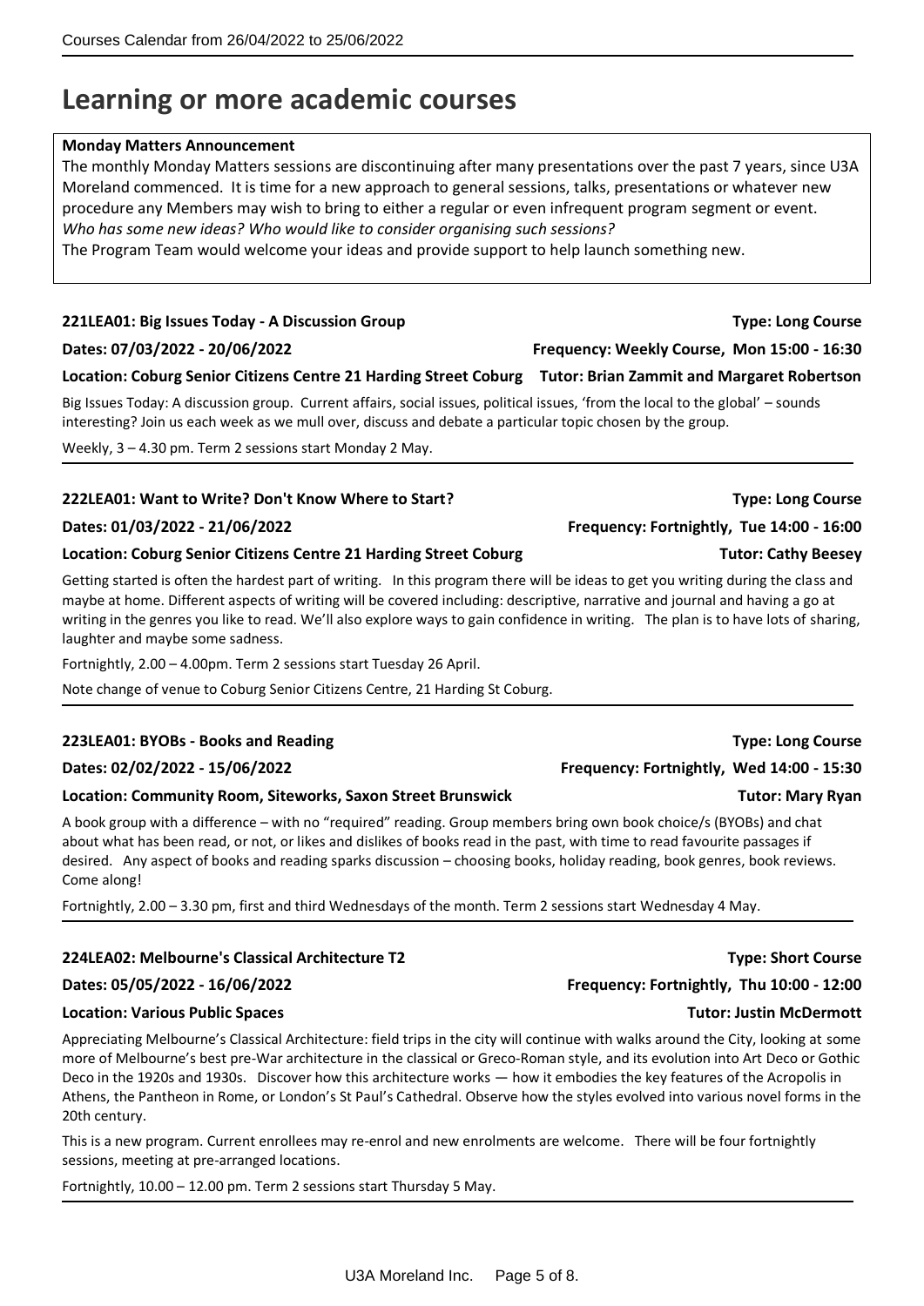# Learning or more academic courses

**Monday Matters Announcement**

The monthly Monday Matters sessions are discontinuing after many presentations over the past 7 years, since U3A Moreland commenced. It is time for a new approach to general sessions, talks, presentations or whatever new procedure any Members may wish to bring to either a regular or even infrequent program segment or event. *Who has some new ideas? Who would like to consider organising such sessions?*

The Program Team would welcome your ideas and provide support to help launch something new.

**221LEA01: Big Issues Today - A Discussion Group** — **Type: Long Course**

**Dates: 07/03/2022 - 20/06/2022** — **Frequency: Weekly Course, Mon 15:00 - 16:30**

**Location: Coburg Senior Citizens Centre 21 Harding Street Coburg** — **Tutor: Brian Zammit and Margaret Robertson**

Big Issues Today: A discussion group. Current affairs, social issues, political issues, 'from the local to the global' – sounds interesting? Join us each week as we mull over, discuss and debate a particular topic chosen by the group.

Weekly, 3 – 4.30 pm. Term 2 sessions start Monday 2 May.

---

**222LEA01: Want to Write? Don't Know Where to Start?** — **Type: Long Course**

**Dates: 01/03/2022 - 21/06/2022** — **Frequency: Fortnightly, Tue 14:00 - 16:00**

**Location: Coburg Senior Citizens Centre 21 Harding Street Coburg** — **Tutor: Cathy Beesey**

Getting started is often the hardest part of writing. In this program there will be ideas to get you writing during the class and maybe at home. Different aspects of writing will be covered including: descriptive, narrative and journal and having a go at writing in the genres you like to read. We'll also explore ways to gain confidence in writing. The plan is to have lots of sharing, laughter and maybe some sadness.

Fortnightly, 2.00 – 4.00pm. Term 2 sessions start Tuesday 26 April.

Note change of venue to Coburg Senior Citizens Centre, 21 Harding St Coburg.

---

**223LEA01: BYOBs - Books and Reading** — **Type: Long Course**

**Dates: 02/02/2022 - 15/06/2022** — **Frequency: Fortnightly, Wed 14:00 - 15:30**

**Location: Community Room, Siteworks, Saxon Street Brunswick** — **Tutor: Mary Ryan**

A book group with a difference – with no "required" reading. Group members bring own book choice/s (BYOBs) and chat about what has been read, or not, or likes and dislikes of books read in the past, with time to read favourite passages if desired. Any aspect of books and reading sparks discussion – choosing books, holiday reading, book genres, book reviews. Come along!

Fortnightly, 2.00 – 3.30 pm, first and third Wednesdays of the month. Term 2 sessions start Wednesday 4 May.

---

**224LEA02: Melbourne's Classical Architecture T2** — **Type: Short Course**

**Dates: 05/05/2022 - 16/06/2022** — **Frequency: Fortnightly, Thu 10:00 - 12:00**

**Location: Various Public Spaces** — **Tutor: Justin McDermott**

Appreciating Melbourne's Classical Architecture: field trips in the city will continue with walks around the City, looking at some more of Melbourne's best pre-War architecture in the classical or Greco-Roman style, and its evolution into Art Deco or Gothic Deco in the 1920s and 1930s. Discover how this architecture works — how it embodies the key features of the Acropolis in Athens, the Pantheon in Rome, or London's St Paul's Cathedral. Observe how the styles evolved into various novel forms in the 20th century.

This is a new program. Current enrollees may re-enrol and new enrolments are welcome. There will be four fortnightly sessions, meeting at pre-arranged locations.

Fortnightly, 10.00 – 12.00 pm. Term 2 sessions start Thursday 5 May.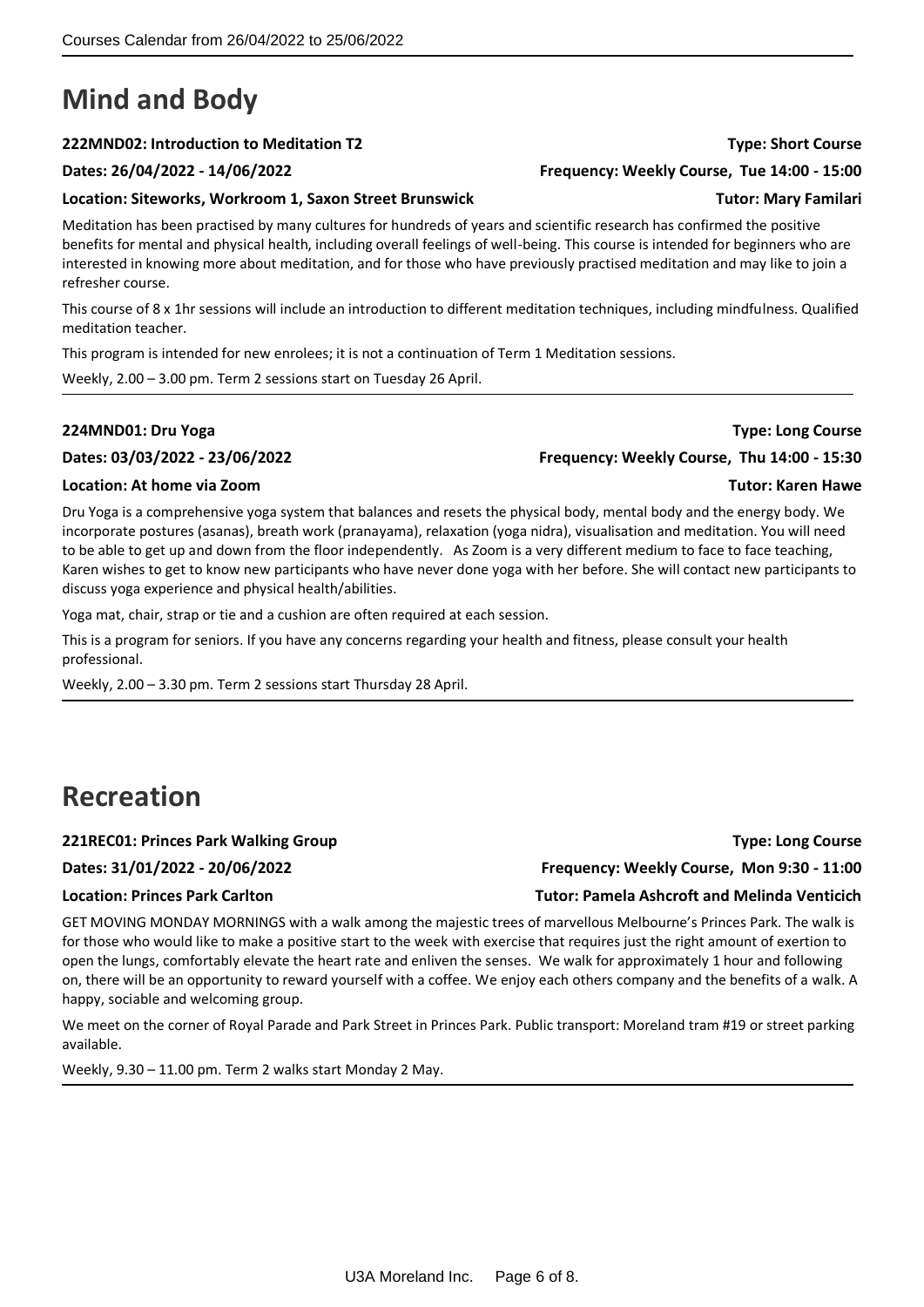# Mind and Body

**222MND02: Introduction to Meditation T2** **Type: Short Course**

**Dates: 26/04/2022 - 14/06/2022** **Frequency: Weekly Course, Tue 14:00 - 15:00**

**Location: Siteworks, Workroom 1, Saxon Street Brunswick** **Tutor: Mary Familari**

Meditation has been practised by many cultures for hundreds of years and scientific research has confirmed the positive benefits for mental and physical health, including overall feelings of well-being. This course is intended for beginners who are interested in knowing more about meditation, and for those who have previously practised meditation and may like to join a refresher course.

This course of 8 x 1hr sessions will include an introduction to different meditation techniques, including mindfulness. Qualified meditation teacher.

This program is intended for new enrolees; it is not a continuation of Term 1 Meditation sessions.

Weekly, 2.00 – 3.00 pm. Term 2 sessions start on Tuesday 26 April.

---

**224MND01: Dru Yoga** **Type: Long Course**

**Dates: 03/03/2022 - 23/06/2022** **Frequency: Weekly Course, Thu 14:00 - 15:30**

**Location: At home via Zoom** **Tutor: Karen Hawe**

Dru Yoga is a comprehensive yoga system that balances and resets the physical body, mental body and the energy body. We incorporate postures (asanas), breath work (pranayama), relaxation (yoga nidra), visualisation and meditation. You will need to be able to get up and down from the floor independently. As Zoom is a very different medium to face to face teaching, Karen wishes to get to know new participants who have never done yoga with her before. She will contact new participants to discuss yoga experience and physical health/abilities.

Yoga mat, chair, strap or tie and a cushion are often required at each session.

This is a program for seniors. If you have any concerns regarding your health and fitness, please consult your health professional.

Weekly, 2.00 – 3.30 pm. Term 2 sessions start Thursday 28 April.

---

# Recreation

**221REC01: Princes Park Walking Group** **Type: Long Course**

**Dates: 31/01/2022 - 20/06/2022** **Frequency: Weekly Course, Mon 9:30 - 11:00**

**Location: Princes Park Carlton** **Tutor: Pamela Ashcroft and Melinda Venticich**

GET MOVING MONDAY MORNINGS with a walk among the majestic trees of marvellous Melbourne's Princes Park. The walk is for those who would like to make a positive start to the week with exercise that requires just the right amount of exertion to open the lungs, comfortably elevate the heart rate and enliven the senses. We walk for approximately 1 hour and following on, there will be an opportunity to reward yourself with a coffee. We enjoy each others company and the benefits of a walk. A happy, sociable and welcoming group.

We meet on the corner of Royal Parade and Park Street in Princes Park. Public transport: Moreland tram #19 or street parking available.

Weekly, 9.30 – 11.00 pm. Term 2 walks start Monday 2 May.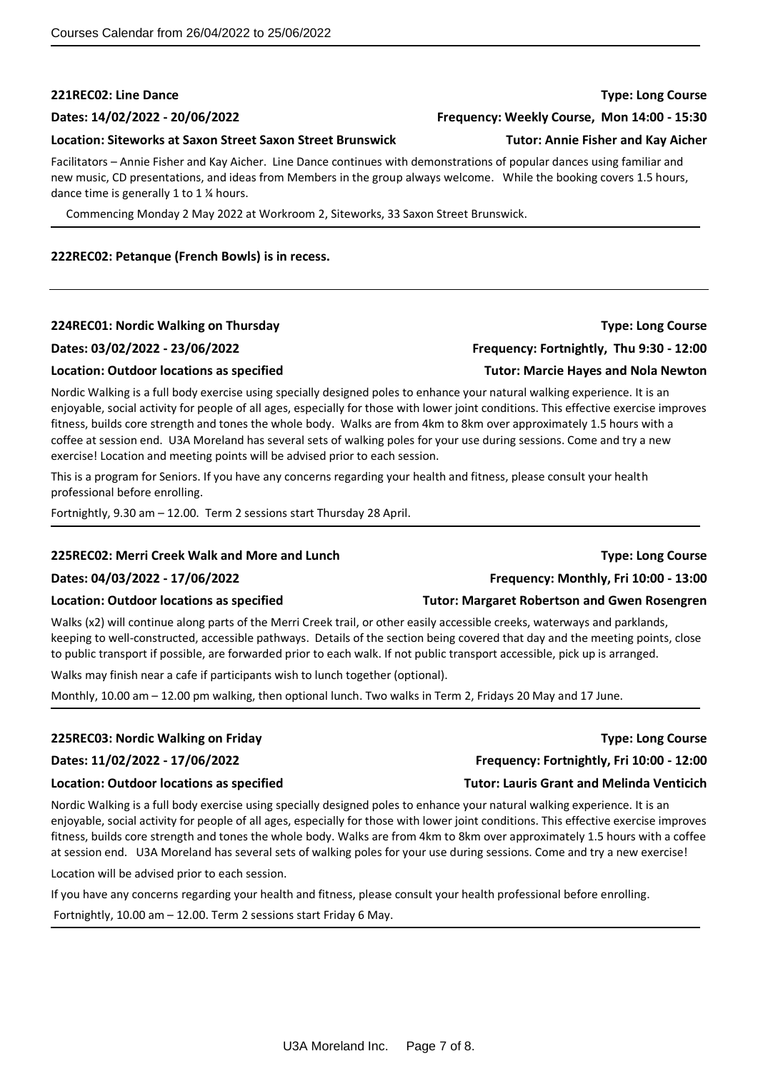**221REC02: Line Dance** **Type: Long Course**

**Dates: 14/02/2022 - 20/06/2022** **Frequency: Weekly Course, Mon 14:00 - 15:30**

**Location: Siteworks at Saxon Street Saxon Street Brunswick** **Tutor: Annie Fisher and Kay Aicher**

Facilitators – Annie Fisher and Kay Aicher. Line Dance continues with demonstrations of popular dances using familiar and new music, CD presentations, and ideas from Members in the group always welcome. While the booking covers 1.5 hours, dance time is generally 1 to 1 ¼ hours.

Commencing Monday 2 May 2022 at Workroom 2, Siteworks, 33 Saxon Street Brunswick.

---

**222REC02: Petanque (French Bowls) is in recess.**

---

**224REC01: Nordic Walking on Thursday** **Type: Long Course**

**Dates: 03/02/2022 - 23/06/2022** **Frequency: Fortnightly, Thu 9:30 - 12:00**

**Location: Outdoor locations as specified** **Tutor: Marcie Hayes and Nola Newton**

Nordic Walking is a full body exercise using specially designed poles to enhance your natural walking experience. It is an enjoyable, social activity for people of all ages, especially for those with lower joint conditions. This effective exercise improves fitness, builds core strength and tones the whole body. Walks are from 4km to 8km over approximately 1.5 hours with a coffee at session end. U3A Moreland has several sets of walking poles for your use during sessions. Come and try a new exercise! Location and meeting points will be advised prior to each session.

This is a program for Seniors. If you have any concerns regarding your health and fitness, please consult your health professional before enrolling.

Fortnightly, 9.30 am – 12.00. Term 2 sessions start Thursday 28 April.

---

**225REC02: Merri Creek Walk and More and Lunch** **Type: Long Course**

**Dates: 04/03/2022 - 17/06/2022** **Frequency: Monthly, Fri 10:00 - 13:00**

**Location: Outdoor locations as specified** **Tutor: Margaret Robertson and Gwen Rosengren**

Walks (x2) will continue along parts of the Merri Creek trail, or other easily accessible creeks, waterways and parklands, keeping to well-constructed, accessible pathways. Details of the section being covered that day and the meeting points, close to public transport if possible, are forwarded prior to each walk. If not public transport accessible, pick up is arranged.

Walks may finish near a cafe if participants wish to lunch together (optional).

Monthly, 10.00 am – 12.00 pm walking, then optional lunch. Two walks in Term 2, Fridays 20 May and 17 June.

---

**225REC03: Nordic Walking on Friday** **Type: Long Course**

**Dates: 11/02/2022 - 17/06/2022** **Frequency: Fortnightly, Fri 10:00 - 12:00**

**Location: Outdoor locations as specified** **Tutor: Lauris Grant and Melinda Venticich**

Nordic Walking is a full body exercise using specially designed poles to enhance your natural walking experience. It is an enjoyable, social activity for people of all ages, especially for those with lower joint conditions. This effective exercise improves fitness, builds core strength and tones the whole body. Walks are from 4km to 8km over approximately 1.5 hours with a coffee at session end. U3A Moreland has several sets of walking poles for your use during sessions. Come and try a new exercise!

Location will be advised prior to each session.

If you have any concerns regarding your health and fitness, please consult your health professional before enrolling.

Fortnightly, 10.00 am – 12.00. Term 2 sessions start Friday 6 May.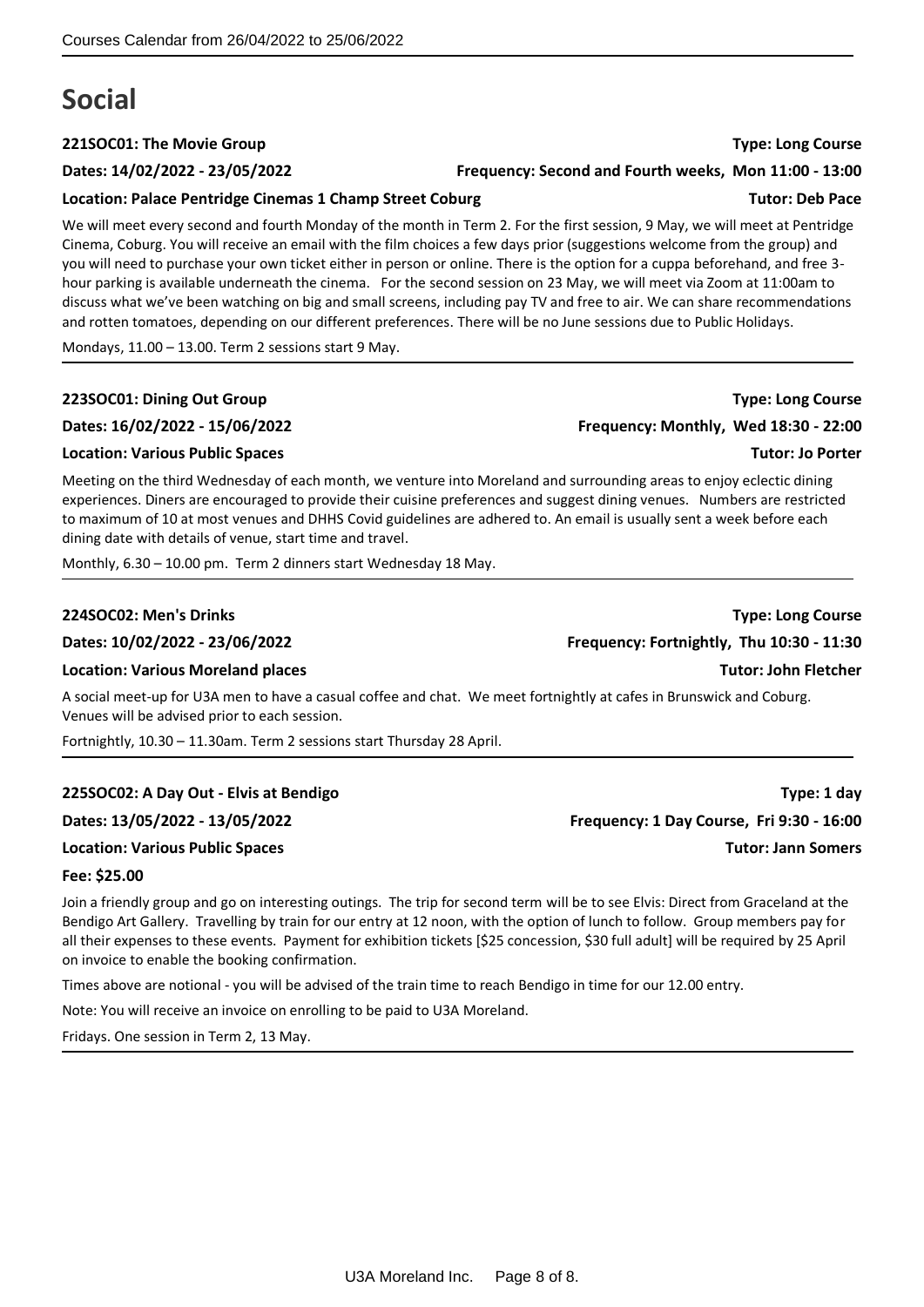# Social

**221SOC01: The Movie Group** **Type: Long Course**

**Dates: 14/02/2022 - 23/05/2022** **Frequency: Second and Fourth weeks, Mon 11:00 - 13:00**

**Location: Palace Pentridge Cinemas 1 Champ Street Coburg** **Tutor: Deb Pace**

We will meet every second and fourth Monday of the month in Term 2. For the first session, 9 May, we will meet at Pentridge Cinema, Coburg. You will receive an email with the film choices a few days prior (suggestions welcome from the group) and you will need to purchase your own ticket either in person or online. There is the option for a cuppa beforehand, and free 3-hour parking is available underneath the cinema. For the second session on 23 May, we will meet via Zoom at 11:00am to discuss what we've been watching on big and small screens, including pay TV and free to air. We can share recommendations and rotten tomatoes, depending on our different preferences. There will be no June sessions due to Public Holidays.

Mondays, 11.00 – 13.00. Term 2 sessions start 9 May.

---

**223SOC01: Dining Out Group** **Type: Long Course**

**Dates: 16/02/2022 - 15/06/2022** **Frequency: Monthly, Wed 18:30 - 22:00**

**Location: Various Public Spaces** **Tutor: Jo Porter**

Meeting on the third Wednesday of each month, we venture into Moreland and surrounding areas to enjoy eclectic dining experiences. Diners are encouraged to provide their cuisine preferences and suggest dining venues. Numbers are restricted to maximum of 10 at most venues and DHHS Covid guidelines are adhered to. An email is usually sent a week before each dining date with details of venue, start time and travel.

Monthly, 6.30 – 10.00 pm. Term 2 dinners start Wednesday 18 May.

---

**224SOC02: Men's Drinks** **Type: Long Course**

**Dates: 10/02/2022 - 23/06/2022** **Frequency: Fortnightly, Thu 10:30 - 11:30**

**Location: Various Moreland places** **Tutor: John Fletcher**

A social meet-up for U3A men to have a casual coffee and chat. We meet fortnightly at cafes in Brunswick and Coburg. Venues will be advised prior to each session.

Fortnightly, 10.30 – 11.30am. Term 2 sessions start Thursday 28 April.

---

**225SOC02: A Day Out - Elvis at Bendigo** **Type: 1 day**

**Dates: 13/05/2022 - 13/05/2022** **Frequency: 1 Day Course, Fri 9:30 - 16:00**

**Location: Various Public Spaces** **Tutor: Jann Somers**

**Fee: $25.00**

Join a friendly group and go on interesting outings. The trip for second term will be to see Elvis: Direct from Graceland at the Bendigo Art Gallery. Travelling by train for our entry at 12 noon, with the option of lunch to follow. Group members pay for all their expenses to these events. Payment for exhibition tickets [$25 concession, $30 full adult] will be required by 25 April on invoice to enable the booking confirmation.

Times above are notional - you will be advised of the train time to reach Bendigo in time for our 12.00 entry.

Note: You will receive an invoice on enrolling to be paid to U3A Moreland.

Fridays. One session in Term 2, 13 May.